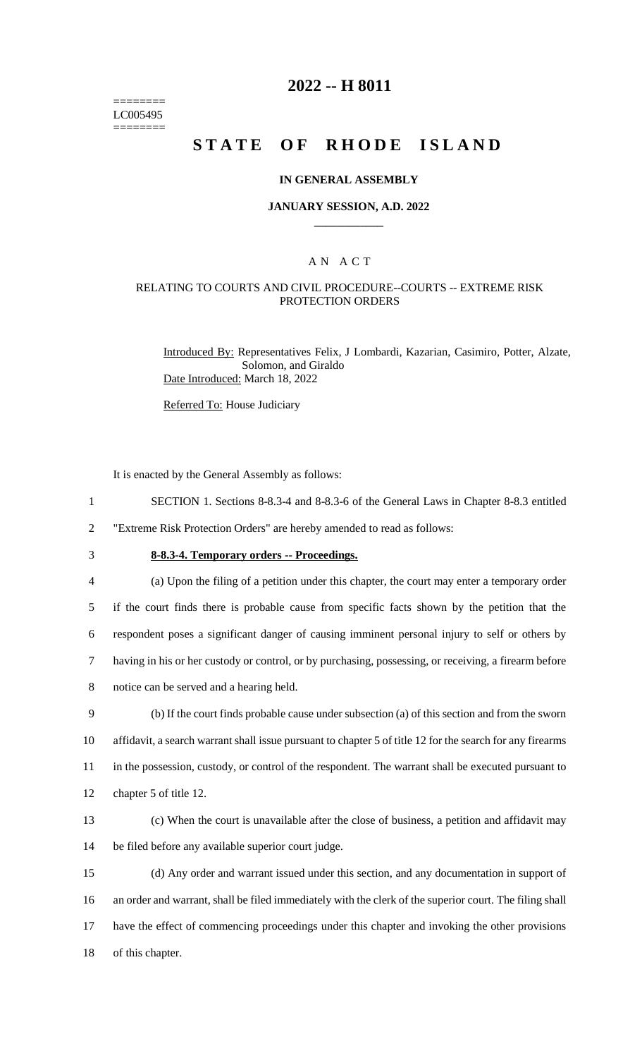========
LC005495
========

# 2022 -- H 8011

# STATE OF RHODE ISLAND

## IN GENERAL ASSEMBLY

### JANUARY SESSION, A.D. 2022

____________

A N A C T

RELATING TO COURTS AND CIVIL PROCEDURE--COURTS -- EXTREME RISK PROTECTION ORDERS

Introduced By: Representatives Felix, J Lombardi, Kazarian, Casimiro, Potter, Alzate, Solomon, and Giraldo

Date Introduced: March 18, 2022

Referred To: House Judiciary

It is enacted by the General Assembly as follows:

1 SECTION 1. Sections 8-8.3-4 and 8-8.3-6 of the General Laws in Chapter 8-8.3 entitled
2 "Extreme Risk Protection Orders" are hereby amended to read as follows:

3 **8-8.3-4. Temporary orders -- Proceedings.**

4 (a) Upon the filing of a petition under this chapter, the court may enter a temporary order
5 if the court finds there is probable cause from specific facts shown by the petition that the
6 respondent poses a significant danger of causing imminent personal injury to self or others by
7 having in his or her custody or control, or by purchasing, possessing, or receiving, a firearm before
8 notice can be served and a hearing held.

9 (b) If the court finds probable cause under subsection (a) of this section and from the sworn
10 affidavit, a search warrant shall issue pursuant to chapter 5 of title 12 for the search for any firearms
11 in the possession, custody, or control of the respondent. The warrant shall be executed pursuant to
12 chapter 5 of title 12.

13 (c) When the court is unavailable after the close of business, a petition and affidavit may
14 be filed before any available superior court judge.

15 (d) Any order and warrant issued under this section, and any documentation in support of
16 an order and warrant, shall be filed immediately with the clerk of the superior court. The filing shall
17 have the effect of commencing proceedings under this chapter and invoking the other provisions
18 of this chapter.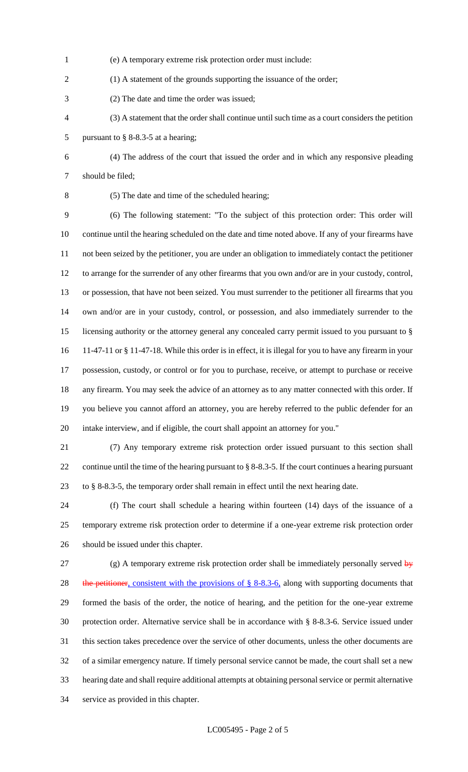(e) A temporary extreme risk protection order must include:

(1) A statement of the grounds supporting the issuance of the order;

(2) The date and time the order was issued;

(3) A statement that the order shall continue until such time as a court considers the petition pursuant to § 8-8.3-5 at a hearing;

(4) The address of the court that issued the order and in which any responsive pleading should be filed;

(5) The date and time of the scheduled hearing;

(6) The following statement: "To the subject of this protection order: This order will continue until the hearing scheduled on the date and time noted above. If any of your firearms have not been seized by the petitioner, you are under an obligation to immediately contact the petitioner to arrange for the surrender of any other firearms that you own and/or are in your custody, control, or possession, that have not been seized. You must surrender to the petitioner all firearms that you own and/or are in your custody, control, or possession, and also immediately surrender to the licensing authority or the attorney general any concealed carry permit issued to you pursuant to § 11-47-11 or § 11-47-18. While this order is in effect, it is illegal for you to have any firearm in your possession, custody, or control or for you to purchase, receive, or attempt to purchase or receive any firearm. You may seek the advice of an attorney as to any matter connected with this order. If you believe you cannot afford an attorney, you are hereby referred to the public defender for an intake interview, and if eligible, the court shall appoint an attorney for you."

(7) Any temporary extreme risk protection order issued pursuant to this section shall continue until the time of the hearing pursuant to § 8-8.3-5. If the court continues a hearing pursuant to § 8-8.3-5, the temporary order shall remain in effect until the next hearing date.

(f) The court shall schedule a hearing within fourteen (14) days of the issuance of a temporary extreme risk protection order to determine if a one-year extreme risk protection order should be issued under this chapter.

(g) A temporary extreme risk protection order shall be immediately personally served ~~by the petitioner~~, consistent with the provisions of § 8-8.3-6, along with supporting documents that formed the basis of the order, the notice of hearing, and the petition for the one-year extreme protection order. Alternative service shall be in accordance with § 8-8.3-6. Service issued under this section takes precedence over the service of other documents, unless the other documents are of a similar emergency nature. If timely personal service cannot be made, the court shall set a new hearing date and shall require additional attempts at obtaining personal service or permit alternative service as provided in this chapter.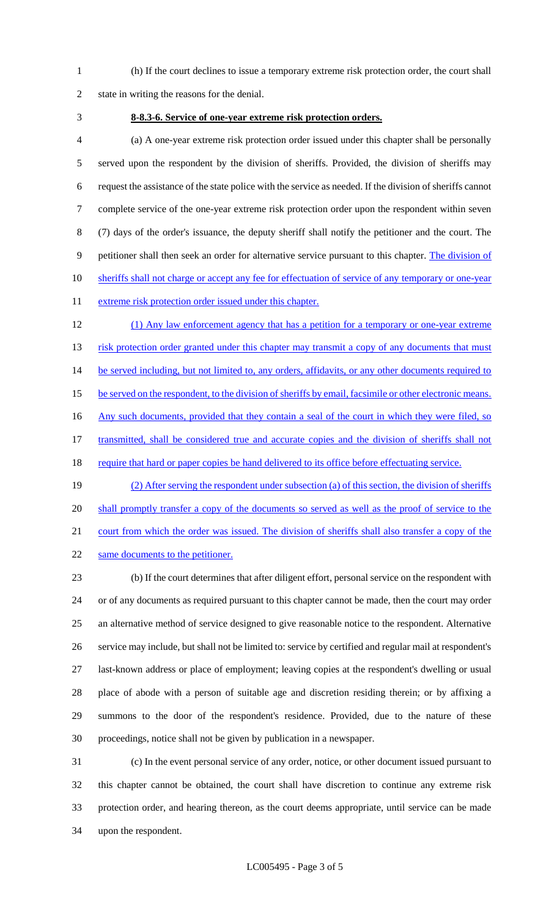(h) If the court declines to issue a temporary extreme risk protection order, the court shall state in writing the reasons for the denial.

**8-8.3-6. Service of one-year extreme risk protection orders.**

(a) A one-year extreme risk protection order issued under this chapter shall be personally served upon the respondent by the division of sheriffs. Provided, the division of sheriffs may request the assistance of the state police with the service as needed. If the division of sheriffs cannot complete service of the one-year extreme risk protection order upon the respondent within seven (7) days of the order's issuance, the deputy sheriff shall notify the petitioner and the court. The petitioner shall then seek an order for alternative service pursuant to this chapter. The division of sheriffs shall not charge or accept any fee for effectuation of service of any temporary or one-year extreme risk protection order issued under this chapter.

(1) Any law enforcement agency that has a petition for a temporary or one-year extreme risk protection order granted under this chapter may transmit a copy of any documents that must be served including, but not limited to, any orders, affidavits, or any other documents required to be served on the respondent, to the division of sheriffs by email, facsimile or other electronic means. Any such documents, provided that they contain a seal of the court in which they were filed, so transmitted, shall be considered true and accurate copies and the division of sheriffs shall not require that hard or paper copies be hand delivered to its office before effectuating service.

(2) After serving the respondent under subsection (a) of this section, the division of sheriffs shall promptly transfer a copy of the documents so served as well as the proof of service to the court from which the order was issued. The division of sheriffs shall also transfer a copy of the same documents to the petitioner.

(b) If the court determines that after diligent effort, personal service on the respondent with or of any documents as required pursuant to this chapter cannot be made, then the court may order an alternative method of service designed to give reasonable notice to the respondent. Alternative service may include, but shall not be limited to: service by certified and regular mail at respondent's last-known address or place of employment; leaving copies at the respondent's dwelling or usual place of abode with a person of suitable age and discretion residing therein; or by affixing a summons to the door of the respondent's residence. Provided, due to the nature of these proceedings, notice shall not be given by publication in a newspaper.

(c) In the event personal service of any order, notice, or other document issued pursuant to this chapter cannot be obtained, the court shall have discretion to continue any extreme risk protection order, and hearing thereon, as the court deems appropriate, until service can be made upon the respondent.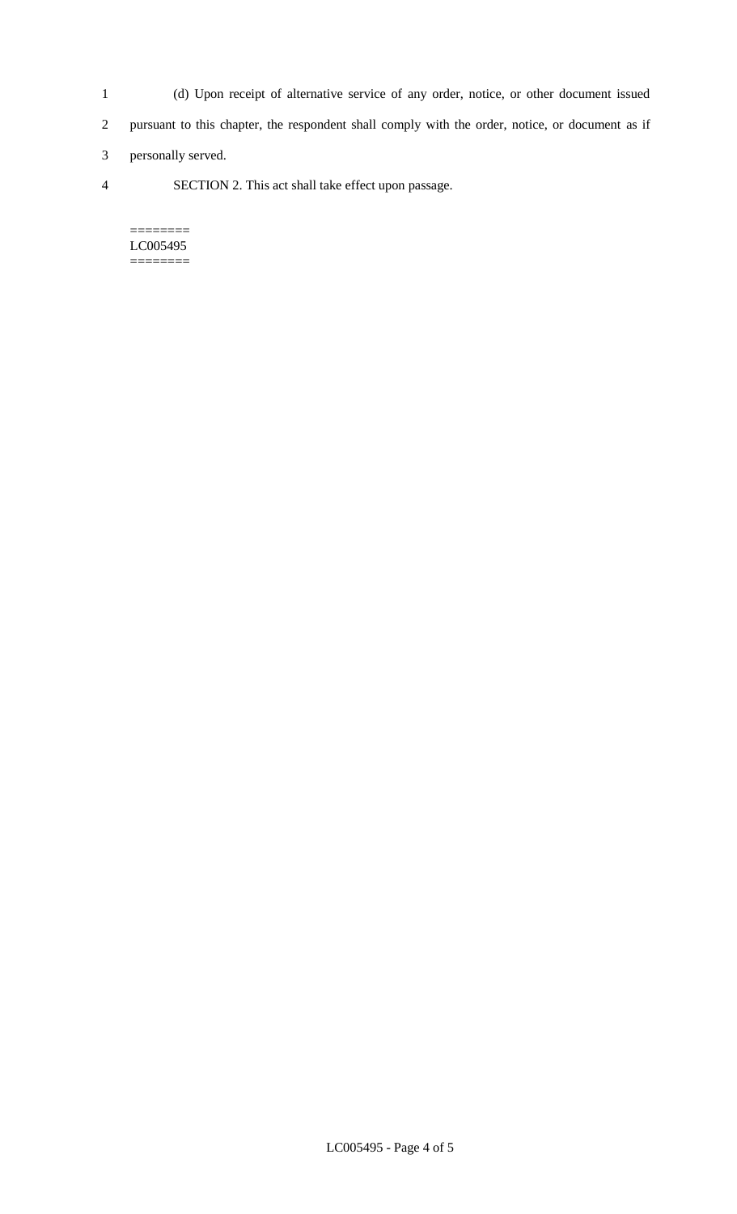(d) Upon receipt of alternative service of any order, notice, or other document issued pursuant to this chapter, the respondent shall comply with the order, notice, or document as if personally served.

SECTION 2. This act shall take effect upon passage.

========
LC005495
========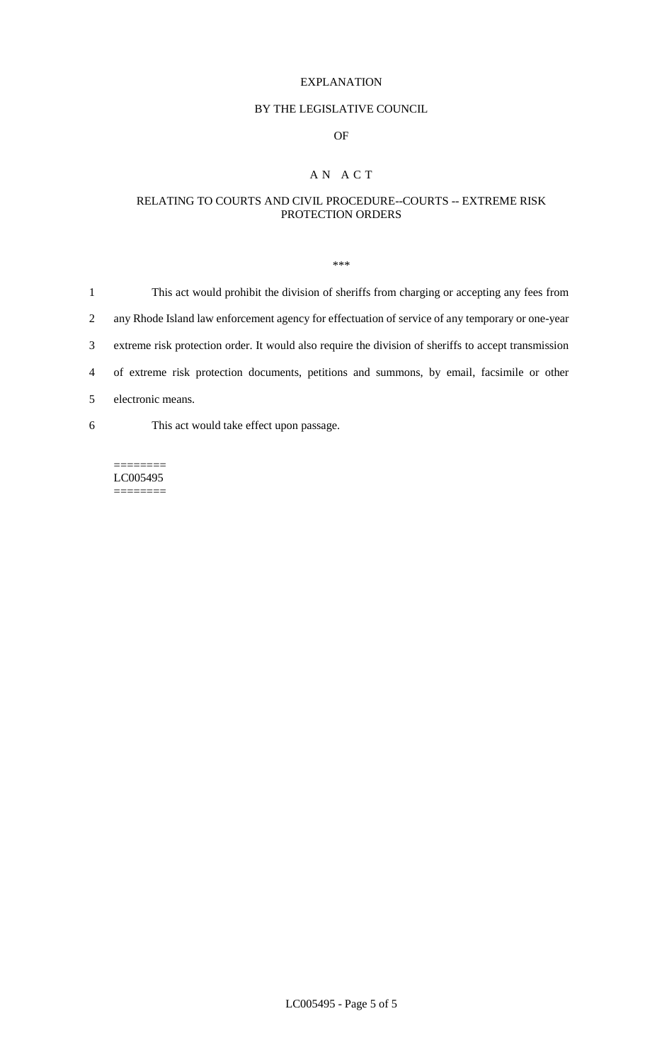EXPLANATION

BY THE LEGISLATIVE COUNCIL

OF

A N A C T

RELATING TO COURTS AND CIVIL PROCEDURE--COURTS -- EXTREME RISK PROTECTION ORDERS

\*\*\*

This act would prohibit the division of sheriffs from charging or accepting any fees from any Rhode Island law enforcement agency for effectuation of service of any temporary or one-year extreme risk protection order. It would also require the division of sheriffs to accept transmission of extreme risk protection documents, petitions and summons, by email, facsimile or other electronic means.

This act would take effect upon passage.

========
LC005495
========